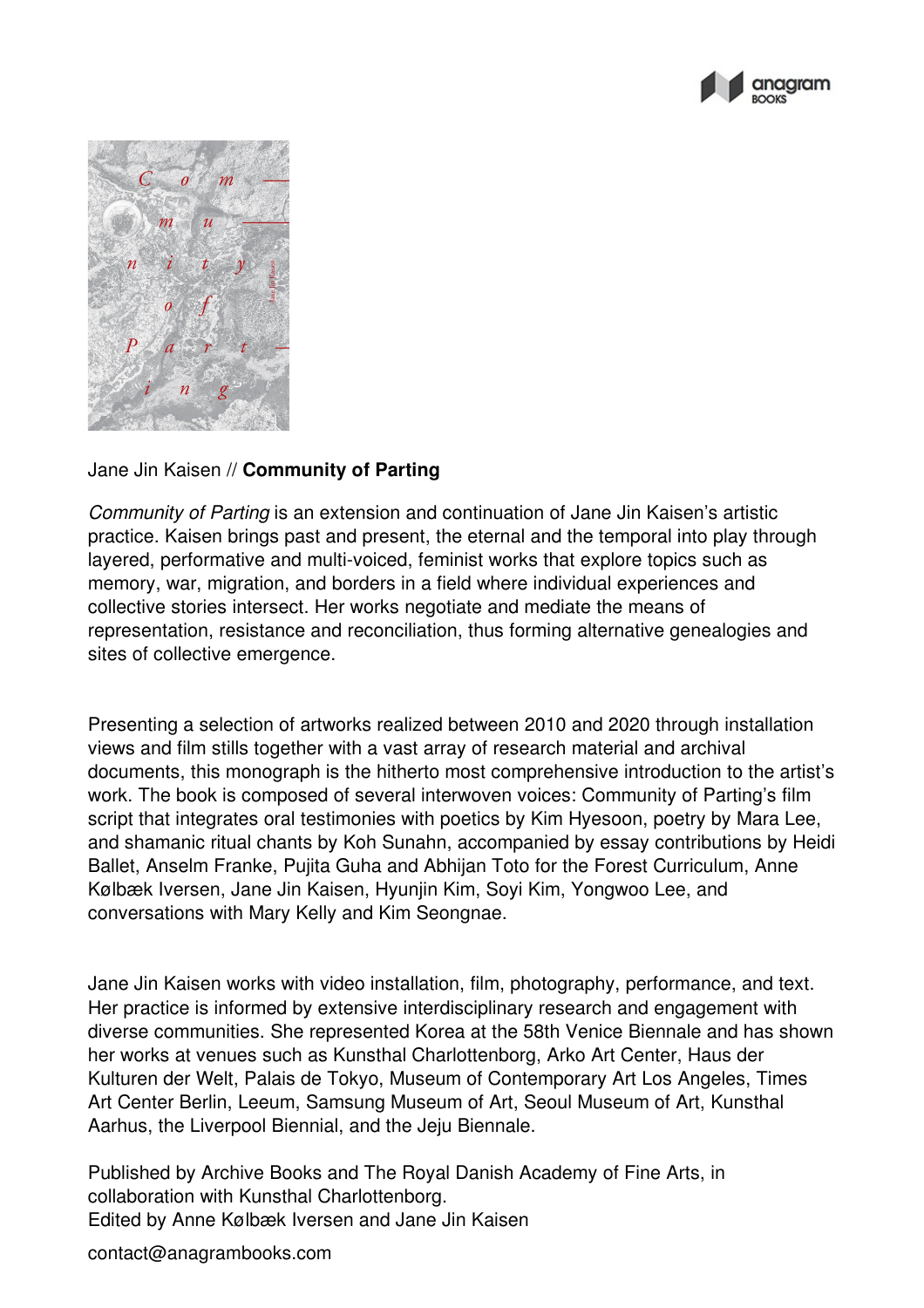Jane Jin Kaisen // **Community of Parting**

*Community of Parting* is an extension and continuation of Jane Jin Kaisen's artistic practice. Kaisen brings past and present, the eternal and the temporal into play through layered, performative and multi-voiced, feminist works that explore topics such as memory, war, migration, and borders in a field where individual experiences and collective stories intersect. Her works negotiate and mediate the means of representation, resistance and reconciliation, thus forming alternative genealogies and sites of collective emergence.

Presenting a selection of artworks realized between 2010 and 2020 through installation views and film stills together with a vast array of research material and archival documents, this monograph is the hitherto most comprehensive introduction to the artist's work. The book is composed of several interwoven voices: Community of Parting's film script that integrates oral testimonies with poetics by Kim Hyesoon, poetry by Mara Lee, and shamanic ritual chants by Koh Sunahn, accompanied by essay contributions by Heidi Ballet, Anselm Franke, Pujita Guha and Abhijan Toto for the Forest Curriculum, Anne Kølbæk Iversen, Jane Jin Kaisen, Hyunjin Kim, Soyi Kim, Yongwoo Lee, and conversations with Mary Kelly and Kim Seongnae.

Jane Jin Kaisen works with video installation, film, photography, performance, and text. Her practice is informed by extensive interdisciplinary research and engagement with diverse communities. She represented Korea at the 58th Venice Biennale and has shown her works at venues such as Kunsthal Charlottenborg, Arko Art Center, Haus der Kulturen der Welt, Palais de Tokyo, Museum of Contemporary Art Los Angeles, Times Art Center Berlin, Leeum, Samsung Museum of Art, Seoul Museum of Art, Kunsthal Aarhus, the Liverpool Biennial, and the Jeju Biennale.

Published by Archive Books and The Royal Danish Academy of Fine Arts, in collaboration with Kunsthal Charlottenborg.
Edited by Anne Kølbæk Iversen and Jane Jin Kaisen

contact@anagrambooks.com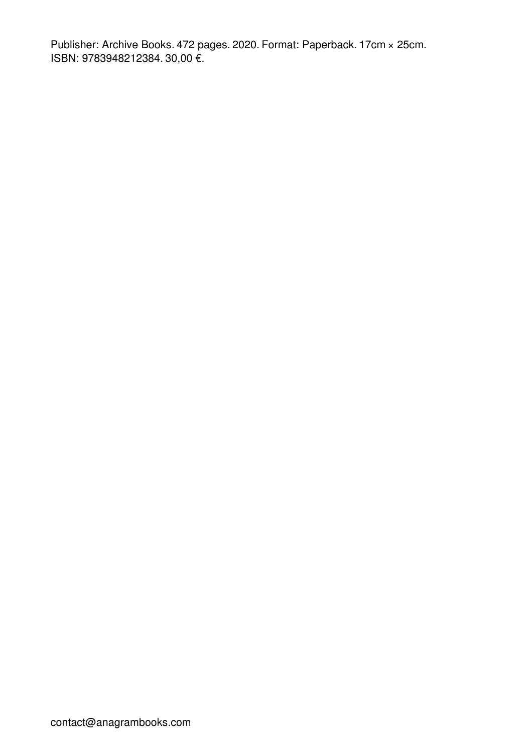Publisher: Archive Books. 472 pages. 2020. Format: Paperback. 17cm × 25cm.
ISBN: 9783948212384. 30,00 €.

contact@anagrambooks.com